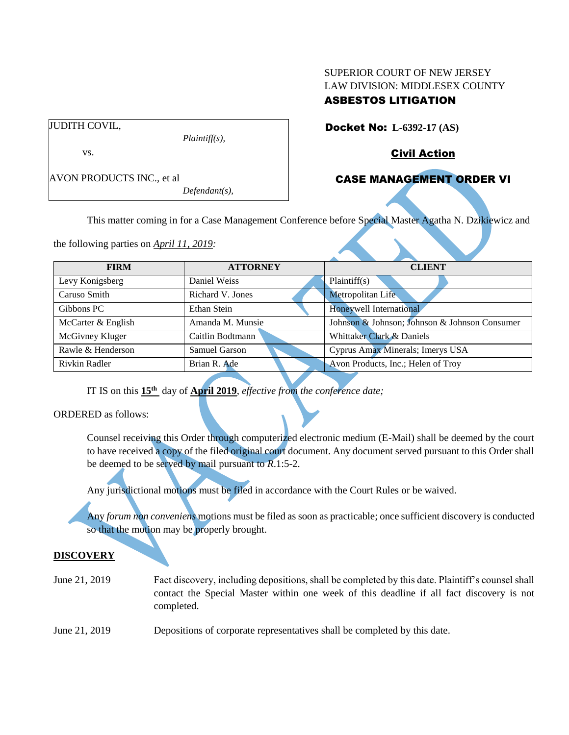SUPERIOR COURT OF NEW JERSEY
LAW DIVISION: MIDDLESEX COUNTY
**ASBESTOS LITIGATION**

JUDITH COVIL,
*Plaintiff(s),*

vs.

AVON PRODUCTS INC., et al
*Defendant(s),*

**Docket No: L-6392-17 (AS)**

**Civil Action**

**CASE MANAGEMENT ORDER VI**

This matter coming in for a Case Management Conference before Special Master Agatha N. Dzikiewicz and the following parties on *April 11, 2019:*

| FIRM | ATTORNEY | CLIENT |
|---|---|---|
| Levy Konigsberg | Daniel Weiss | Plaintiff(s) |
| Caruso Smith | Richard V. Jones | Metropolitan Life |
| Gibbons PC | Ethan Stein | Honeywell International |
| McCarter & English | Amanda M. Munsie | Johnson & Johnson; Johnson & Johnson Consumer |
| McGivney Kluger | Caitlin Bodtmann | Whittaker Clark & Daniels |
| Rawle & Henderson | Samuel Garson | Cyprus Amax Minerals; Imerys USA |
| Rivkin Radler | Brian R. Ade | Avon Products, Inc.; Helen of Troy |

IT IS on this **15th** day of **April 2019**, *effective from the conference date;*

ORDERED as follows:

Counsel receiving this Order through computerized electronic medium (E-Mail) shall be deemed by the court to have received a copy of the filed original court document. Any document served pursuant to this Order shall be deemed to be served by mail pursuant to *R*.1:5-2.

Any jurisdictional motions must be filed in accordance with the Court Rules or be waived.

Any *forum non conveniens* motions must be filed as soon as practicable; once sufficient discovery is conducted so that the motion may be properly brought.

**DISCOVERY**

June 21, 2019 — Fact discovery, including depositions, shall be completed by this date. Plaintiff's counsel shall contact the Special Master within one week of this deadline if all fact discovery is not completed.

June 21, 2019 — Depositions of corporate representatives shall be completed by this date.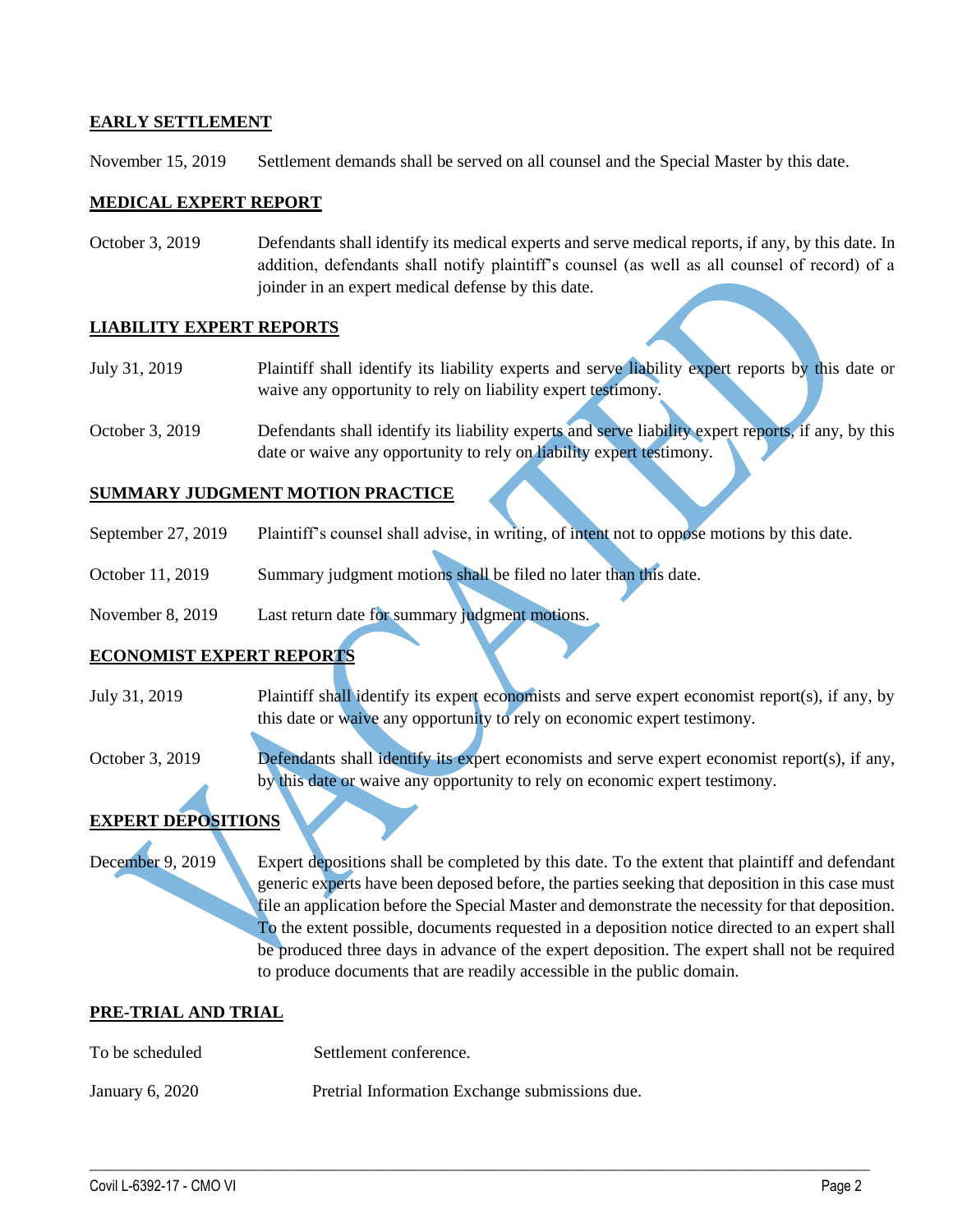**EARLY SETTLEMENT**

| | |
|---|---|
| November 15, 2019 | Settlement demands shall be served on all counsel and the Special Master by this date. |

**MEDICAL EXPERT REPORT**

| | |
|---|---|
| October 3, 2019 | Defendants shall identify its medical experts and serve medical reports, if any, by this date. In addition, defendants shall notify plaintiff's counsel (as well as all counsel of record) of a joinder in an expert medical defense by this date. |

**LIABILITY EXPERT REPORTS**

| | |
|---|---|
| July 31, 2019 | Plaintiff shall identify its liability experts and serve liability expert reports by this date or waive any opportunity to rely on liability expert testimony. |
| October 3, 2019 | Defendants shall identify its liability experts and serve liability expert reports, if any, by this date or waive any opportunity to rely on liability expert testimony. |

**SUMMARY JUDGMENT MOTION PRACTICE**

| | |
|---|---|
| September 27, 2019 | Plaintiff's counsel shall advise, in writing, of intent not to oppose motions by this date. |
| October 11, 2019 | Summary judgment motions shall be filed no later than this date. |
| November 8, 2019 | Last return date for summary judgment motions. |

**ECONOMIST EXPERT REPORTS**

| | |
|---|---|
| July 31, 2019 | Plaintiff shall identify its expert economists and serve expert economist report(s), if any, by this date or waive any opportunity to rely on economic expert testimony. |
| October 3, 2019 | Defendants shall identify its expert economists and serve expert economist report(s), if any, by this date or waive any opportunity to rely on economic expert testimony. |

**EXPERT DEPOSITIONS**

| | |
|---|---|
| December 9, 2019 | Expert depositions shall be completed by this date. To the extent that plaintiff and defendant generic experts have been deposed before, the parties seeking that deposition in this case must file an application before the Special Master and demonstrate the necessity for that deposition. To the extent possible, documents requested in a deposition notice directed to an expert shall be produced three days in advance of the expert deposition. The expert shall not be required to produce documents that are readily accessible in the public domain. |

**PRE-TRIAL AND TRIAL**

| | |
|---|---|
| To be scheduled | Settlement conference. |
| January 6, 2020 | Pretrial Information Exchange submissions due. |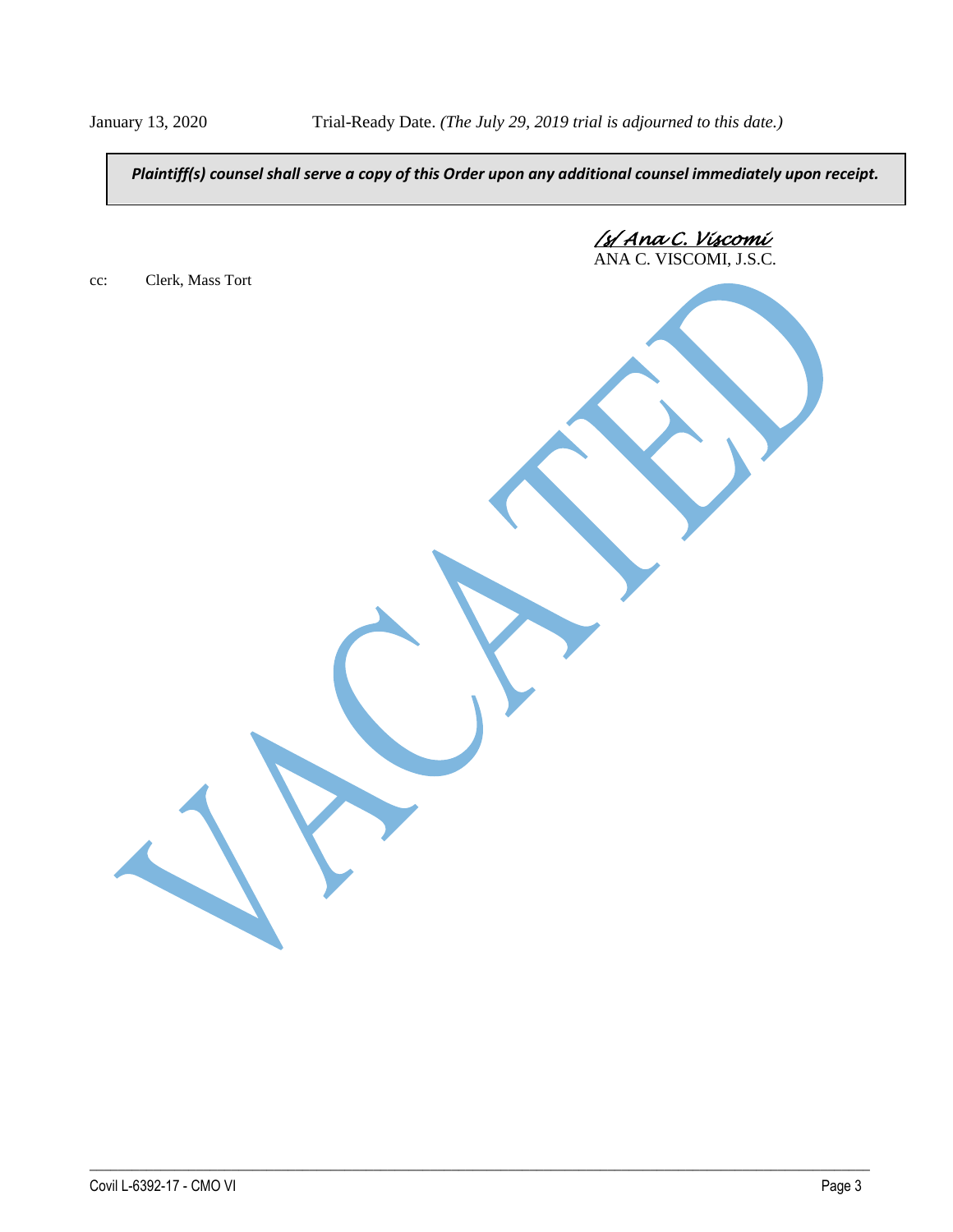| | |
|---|---|
| January 13, 2020 | Trial-Ready Date. *(The July 29, 2019 trial is adjourned to this date.)* |

***Plaintiff(s) counsel shall serve a copy of this Order upon any additional counsel immediately upon receipt.***

/s/ Ana C. Viscomi
ANA C. VISCOMI, J.S.C.

cc: Clerk, Mass Tort

VACATED